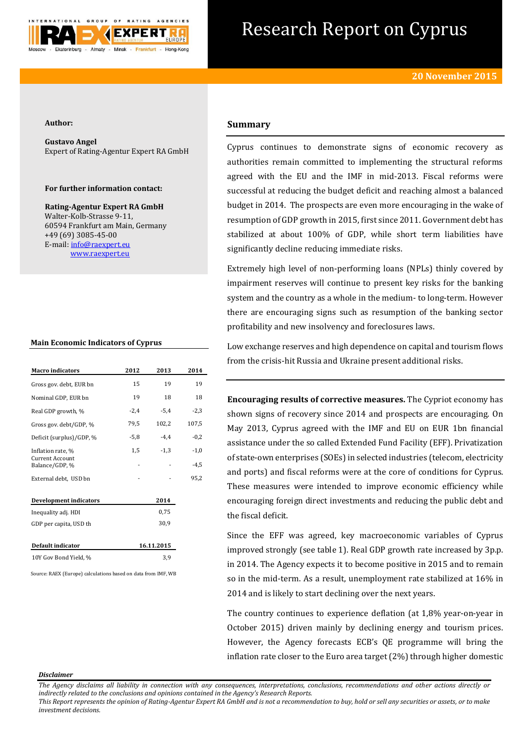# Research Report on Cyprus

**20 November 2015**

**Author:**

**Gustavo Angel**
Expert of Rating-Agentur Expert RA GmbH

**For further information contact:**

**Rating-Agentur Expert RA GmbH**
Walter-Kolb-Strasse 9-11,
60594 Frankfurt am Main, Germany
+49 (69) 3085-45-00
E-mail: info@raexpert.eu
www.raexpert.eu

## Summary

Cyprus continues to demonstrate signs of economic recovery as authorities remain committed to implementing the structural reforms agreed with the EU and the IMF in mid-2013. Fiscal reforms were successful at reducing the budget deficit and reaching almost a balanced budget in 2014. The prospects are even more encouraging in the wake of resumption of GDP growth in 2015, first since 2011. Government debt has stabilized at about 100% of GDP, while short term liabilities have significantly decline reducing immediate risks.

Extremely high level of non-performing loans (NPLs) thinly covered by impairment reserves will continue to present key risks for the banking system and the country as a whole in the medium- to long-term. However there are encouraging signs such as resumption of the banking sector profitability and new insolvency and foreclosures laws.

Low exchange reserves and high dependence on capital and tourism flows from the crisis-hit Russia and Ukraine present additional risks.

**Encouraging results of corrective measures.** The Cypriot economy has shown signs of recovery since 2014 and prospects are encouraging. On May 2013, Cyprus agreed with the IMF and EU on EUR 1bn financial assistance under the so called Extended Fund Facility (EFF). Privatization of state-own enterprises (SOEs) in selected industries (telecom, electricity and ports) and fiscal reforms were at the core of conditions for Cyprus. These measures were intended to improve economic efficiency while encouraging foreign direct investments and reducing the public debt and the fiscal deficit.

Since the EFF was agreed, key macroeconomic variables of Cyprus improved strongly (see table 1). Real GDP growth rate increased by 3p.p. in 2014. The Agency expects it to become positive in 2015 and to remain so in the mid-term. As a result, unemployment rate stabilized at 16% in 2014 and is likely to start declining over the next years.

The country continues to experience deflation (at 1,8% year-on-year in October 2015) driven mainly by declining energy and tourism prices. However, the Agency forecasts ECB's QE programme will bring the inflation rate closer to the Euro area target (2%) through higher domestic

### Main Economic Indicators of Cyprus

| Macro indicators | 2012 | 2013 | 2014 |
|---|---|---|---|
| Gross gov. debt, EUR bn | 15 | 19 | 19 |
| Nominal GDP, EUR bn | 19 | 18 | 18 |
| Real GDP growth, % | -2,4 | -5,4 | -2,3 |
| Gross gov. debt/GDP, % | 79,5 | 102,2 | 107,5 |
| Deficit (surplus)/GDP, % | -5,8 | -4,4 | -0,2 |
| Inflation rate, % | 1,5 | -1,3 | -1,0 |
| Current Account Balance/GDP, % | - | - | -4,5 |
| External debt, USD bn | - | - | 95,2 |

| Development indicators | 2014 |
|---|---|
| Inequality adj. HDI | 0,75 |
| GDP per capita, USD th | 30,9 |

| Default indicator | 16.11.2015 |
|---|---|
| 10Y Gov Bond Yield, % | 3,9 |

Source: RAEX (Europe) calculations based on data from IMF, WB

*Disclaimer*

*The Agency disclaims all liability in connection with any consequences, interpretations, conclusions, recommendations and other actions directly or indirectly related to the conclusions and opinions contained in the Agency's Research Reports.*
*This Report represents the opinion of Rating-Agentur Expert RA GmbH and is not a recommendation to buy, hold or sell any securities or assets, or to make investment decisions.*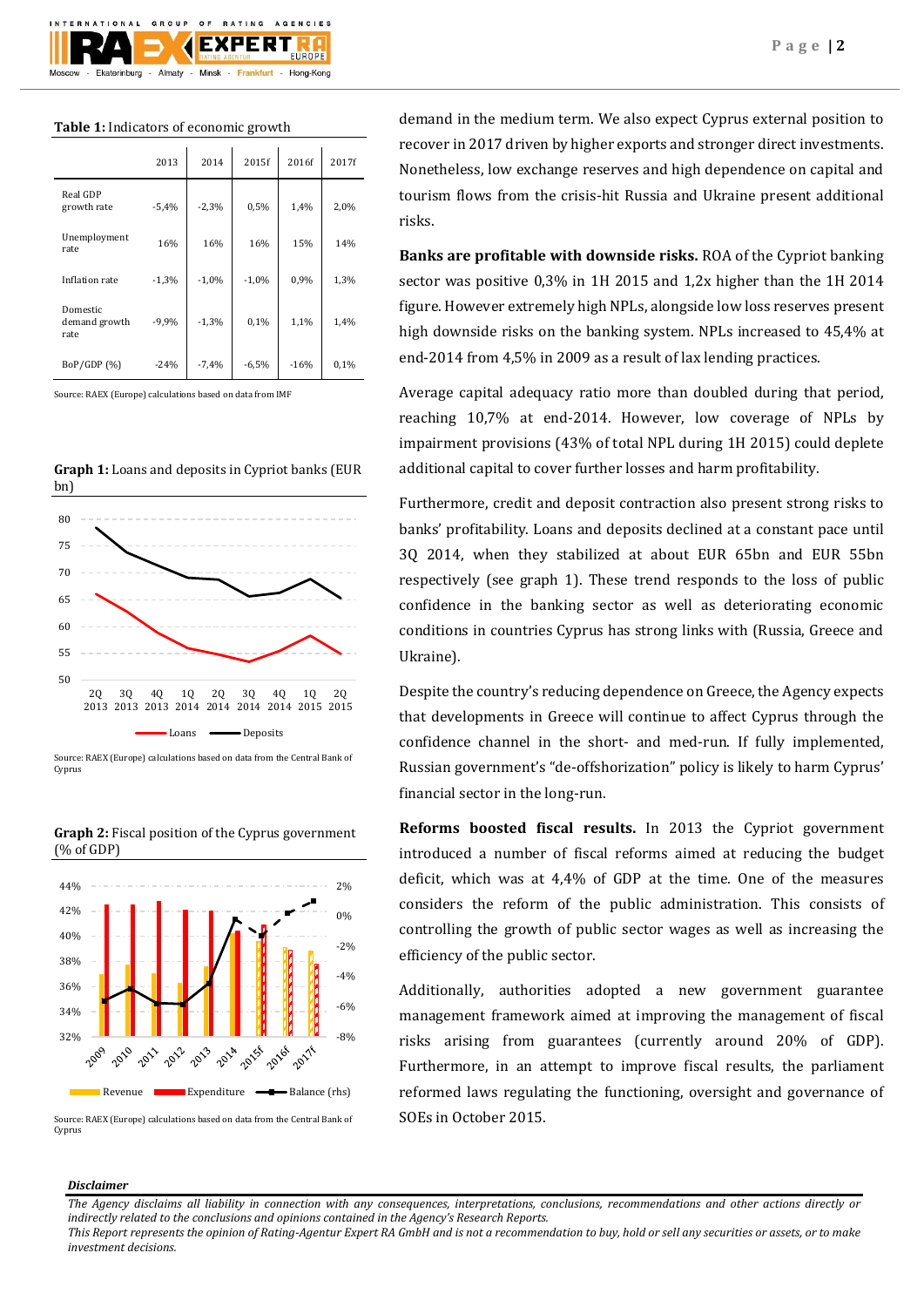**Table 1:** Indicators of economic growth

| | 2013 | 2014 | 2015f | 2016f | 2017f |
|---|---|---|---|---|---|
| Real GDP growth rate | -5,4% | -2,3% | 0,5% | 1,4% | 2,0% |
| Unemployment rate | 16% | 16% | 16% | 15% | 14% |
| Inflation rate | -1,3% | -1,0% | -1,0% | 0,9% | 1,3% |
| Domestic demand growth rate | -9,9% | -1,3% | 0,1% | 1,1% | 1,4% |
| BoP/GDP (%) | -24% | -7,4% | -6,5% | -16% | 0,1% |

Source: RAEX (Europe) calculations based on data from IMF

**Graph 1:** Loans and deposits in Cypriot banks (EUR bn)

Source: RAEX (Europe) calculations based on data from the Central Bank of Cyprus

**Graph 2:** Fiscal position of the Cyprus government (% of GDP)

Source: RAEX (Europe) calculations based on data from the Central Bank of Cyprus

demand in the medium term. We also expect Cyprus external position to recover in 2017 driven by higher exports and stronger direct investments. Nonetheless, low exchange reserves and high dependence on capital and tourism flows from the crisis-hit Russia and Ukraine present additional risks.

**Banks are profitable with downside risks.** ROA of the Cypriot banking sector was positive 0,3% in 1H 2015 and 1,2x higher than the 1H 2014 figure. However extremely high NPLs, alongside low loss reserves present high downside risks on the banking system. NPLs increased to 45,4% at end-2014 from 4,5% in 2009 as a result of lax lending practices.

Average capital adequacy ratio more than doubled during that period, reaching 10,7% at end-2014. However, low coverage of NPLs by impairment provisions (43% of total NPL during 1H 2015) could deplete additional capital to cover further losses and harm profitability.

Furthermore, credit and deposit contraction also present strong risks to banks' profitability. Loans and deposits declined at a constant pace until 3Q 2014, when they stabilized at about EUR 65bn and EUR 55bn respectively (see graph 1). These trend responds to the loss of public confidence in the banking sector as well as deteriorating economic conditions in countries Cyprus has strong links with (Russia, Greece and Ukraine).

Despite the country's reducing dependence on Greece, the Agency expects that developments in Greece will continue to affect Cyprus through the confidence channel in the short- and med-run. If fully implemented, Russian government's "de-offshorization" policy is likely to harm Cyprus' financial sector in the long-run.

**Reforms boosted fiscal results.** In 2013 the Cypriot government introduced a number of fiscal reforms aimed at reducing the budget deficit, which was at 4,4% of GDP at the time. One of the measures considers the reform of the public administration. This consists of controlling the growth of public sector wages as well as increasing the efficiency of the public sector.

Additionally, authorities adopted a new government guarantee management framework aimed at improving the management of fiscal risks arising from guarantees (currently around 20% of GDP). Furthermore, in an attempt to improve fiscal results, the parliament reformed laws regulating the functioning, oversight and governance of SOEs in October 2015.

***Disclaimer***

*The Agency disclaims all liability in connection with any consequences, interpretations, conclusions, recommendations and other actions directly or indirectly related to the conclusions and opinions contained in the Agency's Research Reports.*
*This Report represents the opinion of Rating-Agentur Expert RA GmbH and is not a recommendation to buy, hold or sell any securities or assets, or to make investment decisions.*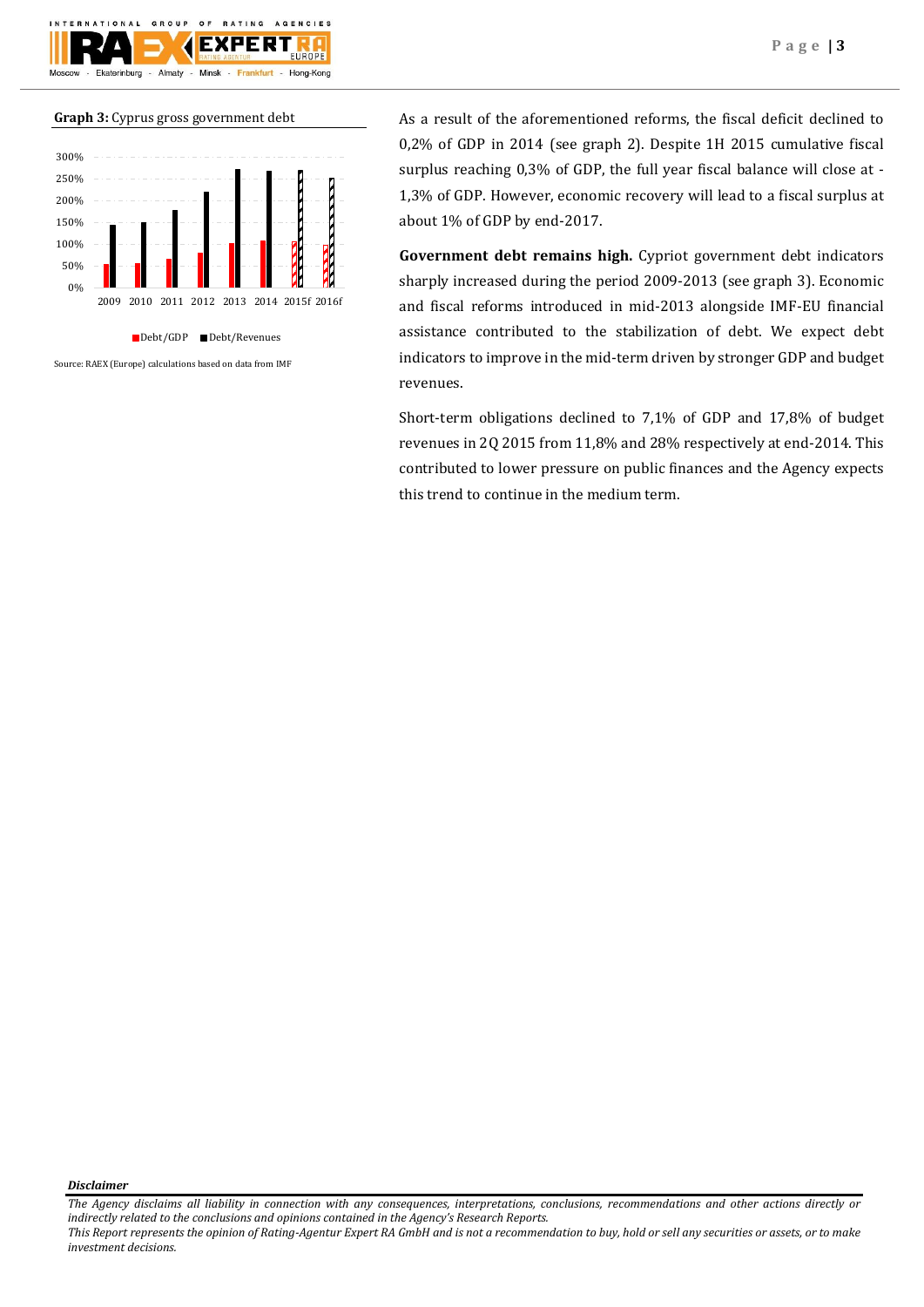**Graph 3:** Cyprus gross government debt

300%
250%
200%
150%
100%
50%
0%

2009 2010 2011 2012 2013 2014 2015f 2016f

Debt/GDP Debt/Revenues

Source: RAEX (Europe) calculations based on data from IMF

As a result of the aforementioned reforms, the fiscal deficit declined to 0,2% of GDP in 2014 (see graph 2). Despite 1H 2015 cumulative fiscal surplus reaching 0,3% of GDP, the full year fiscal balance will close at -1,3% of GDP. However, economic recovery will lead to a fiscal surplus at about 1% of GDP by end-2017.

**Government debt remains high.** Cypriot government debt indicators sharply increased during the period 2009-2013 (see graph 3). Economic and fiscal reforms introduced in mid-2013 alongside IMF-EU financial assistance contributed to the stabilization of debt. We expect debt indicators to improve in the mid-term driven by stronger GDP and budget revenues.

Short-term obligations declined to 7,1% of GDP and 17,8% of budget revenues in 2Q 2015 from 11,8% and 28% respectively at end-2014. This contributed to lower pressure on public finances and the Agency expects this trend to continue in the medium term.

***Disclaimer***

*The Agency disclaims all liability in connection with any consequences, interpretations, conclusions, recommendations and other actions directly or indirectly related to the conclusions and opinions contained in the Agency's Research Reports.*
*This Report represents the opinion of Rating-Agentur Expert RA GmbH and is not a recommendation to buy, hold or sell any securities or assets, or to make investment decisions.*